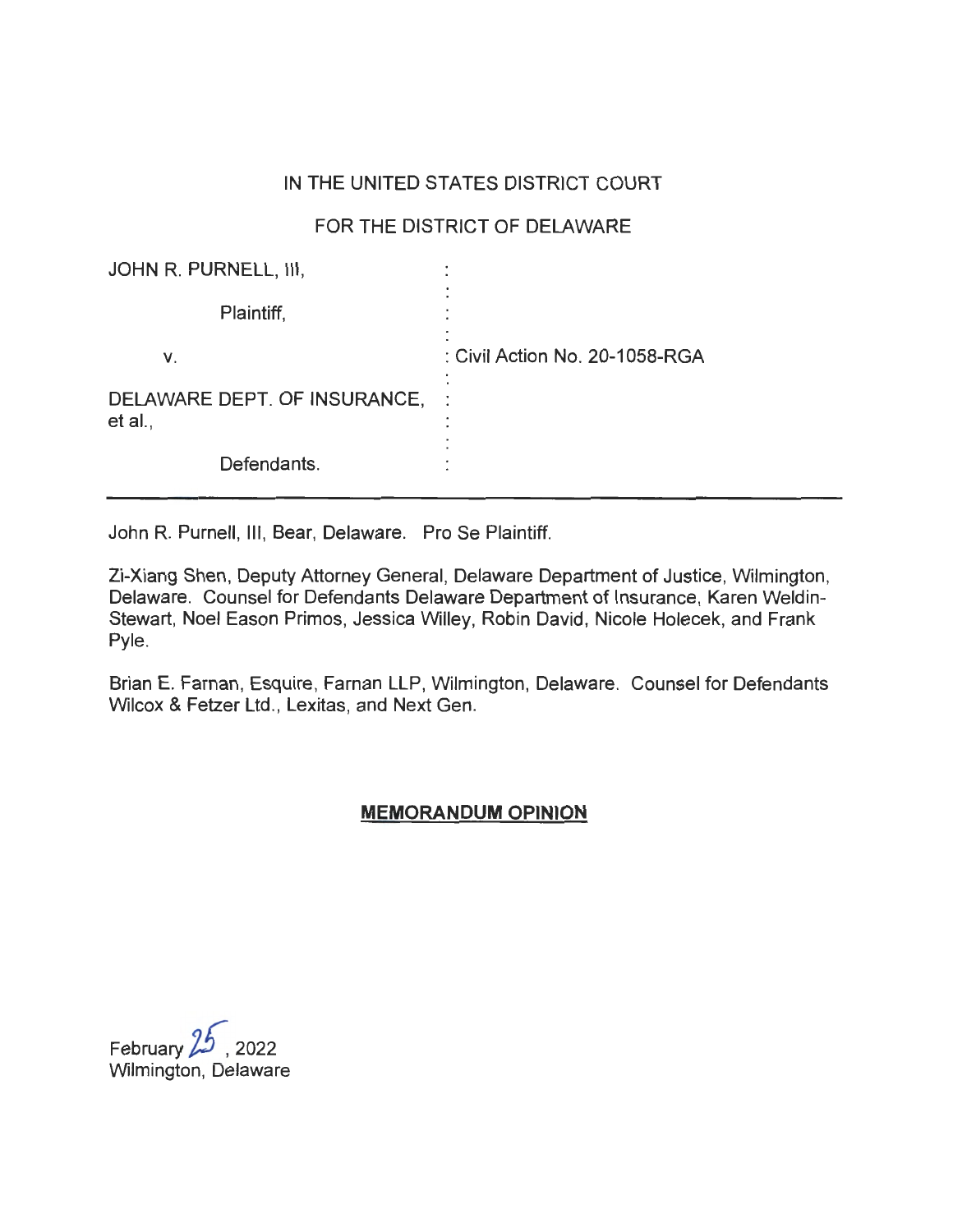IN THE UNITED STATES DISTRICT COURT

FOR THE DISTRICT OF DELAWARE

| | | |
|---|---|---|
| JOHN R. PURNELL, III, | : | |
| Plaintiff, | : | |
| v. | : | Civil Action No. 20-1058-RGA |
| DELAWARE DEPT. OF INSURANCE, et al., | : | |
| Defendants. | : | |

---

John R. Purnell, III, Bear, Delaware. Pro Se Plaintiff.

Zi-Xiang Shen, Deputy Attorney General, Delaware Department of Justice, Wilmington, Delaware. Counsel for Defendants Delaware Department of Insurance, Karen Weldin-Stewart, Noel Eason Primos, Jessica Willey, Robin David, Nicole Holecek, and Frank Pyle.

Brian E. Farnan, Esquire, Farnan LLP, Wilmington, Delaware. Counsel for Defendants Wilcox & Fetzer Ltd., Lexitas, and Next Gen.

**MEMORANDUM OPINION**

February 25, 2022
Wilmington, Delaware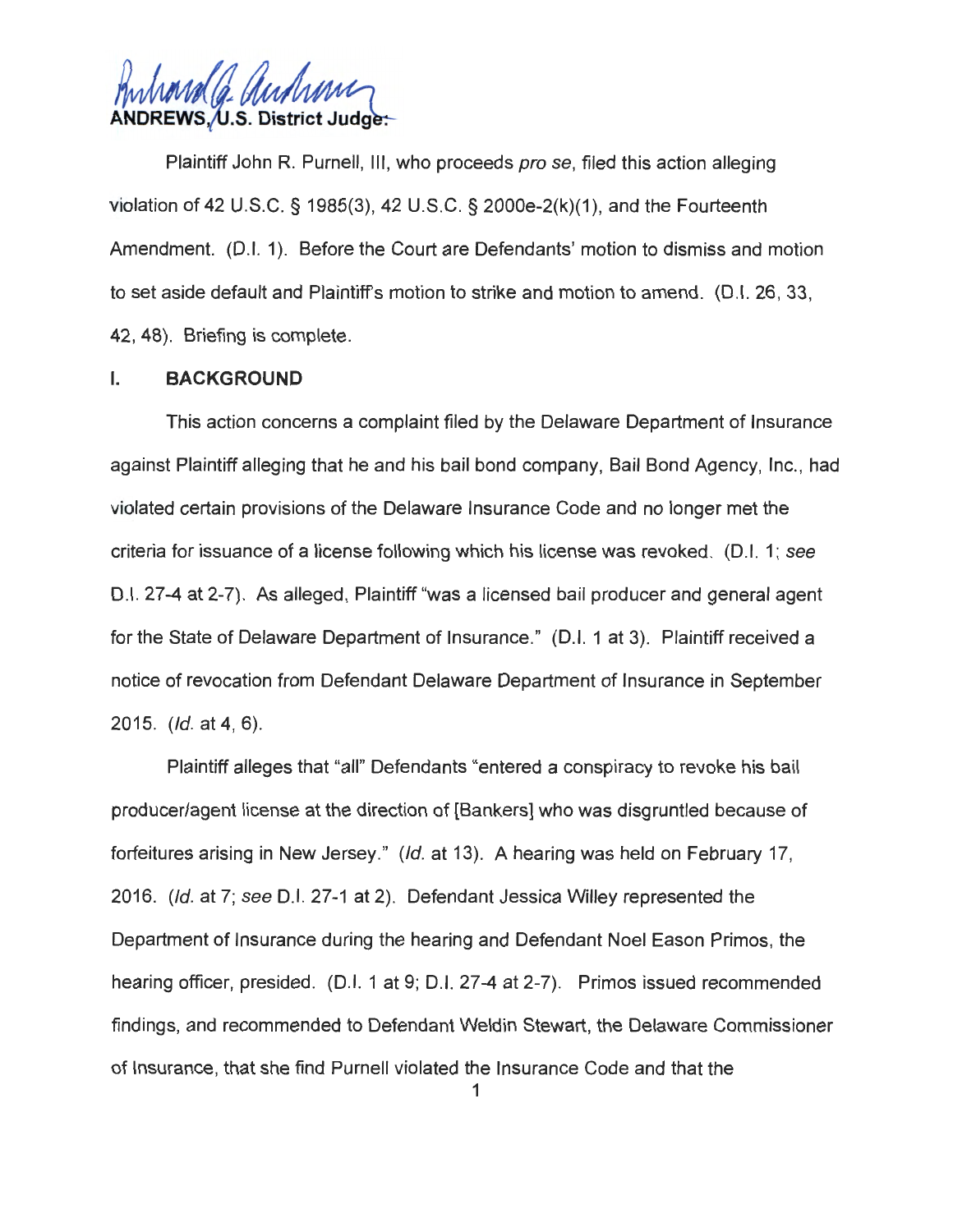ANDREWS, U.S. District Judge:

Plaintiff John R. Purnell, III, who proceeds *pro se*, filed this action alleging violation of 42 U.S.C. § 1985(3), 42 U.S.C. § 2000e-2(k)(1), and the Fourteenth Amendment. (D.I. 1). Before the Court are Defendants' motion to dismiss and motion to set aside default and Plaintiff's motion to strike and motion to amend. (D.I. 26, 33, 42, 48). Briefing is complete.

## I. BACKGROUND

This action concerns a complaint filed by the Delaware Department of Insurance against Plaintiff alleging that he and his bail bond company, Bail Bond Agency, Inc., had violated certain provisions of the Delaware Insurance Code and no longer met the criteria for issuance of a license following which his license was revoked. (D.I. 1; *see* D.I. 27-4 at 2-7). As alleged, Plaintiff "was a licensed bail producer and general agent for the State of Delaware Department of Insurance." (D.I. 1 at 3). Plaintiff received a notice of revocation from Defendant Delaware Department of Insurance in September 2015. (*Id.* at 4, 6).

Plaintiff alleges that "all" Defendants "entered a conspiracy to revoke his bail producer/agent license at the direction of [Bankers] who was disgruntled because of forfeitures arising in New Jersey." (*Id.* at 13). A hearing was held on February 17, 2016. (*Id.* at 7; *see* D.I. 27-1 at 2). Defendant Jessica Willey represented the Department of Insurance during the hearing and Defendant Noel Eason Primos, the hearing officer, presided. (D.I. 1 at 9; D.I. 27-4 at 2-7). Primos issued recommended findings, and recommended to Defendant Weldin Stewart, the Delaware Commissioner of Insurance, that she find Purnell violated the Insurance Code and that the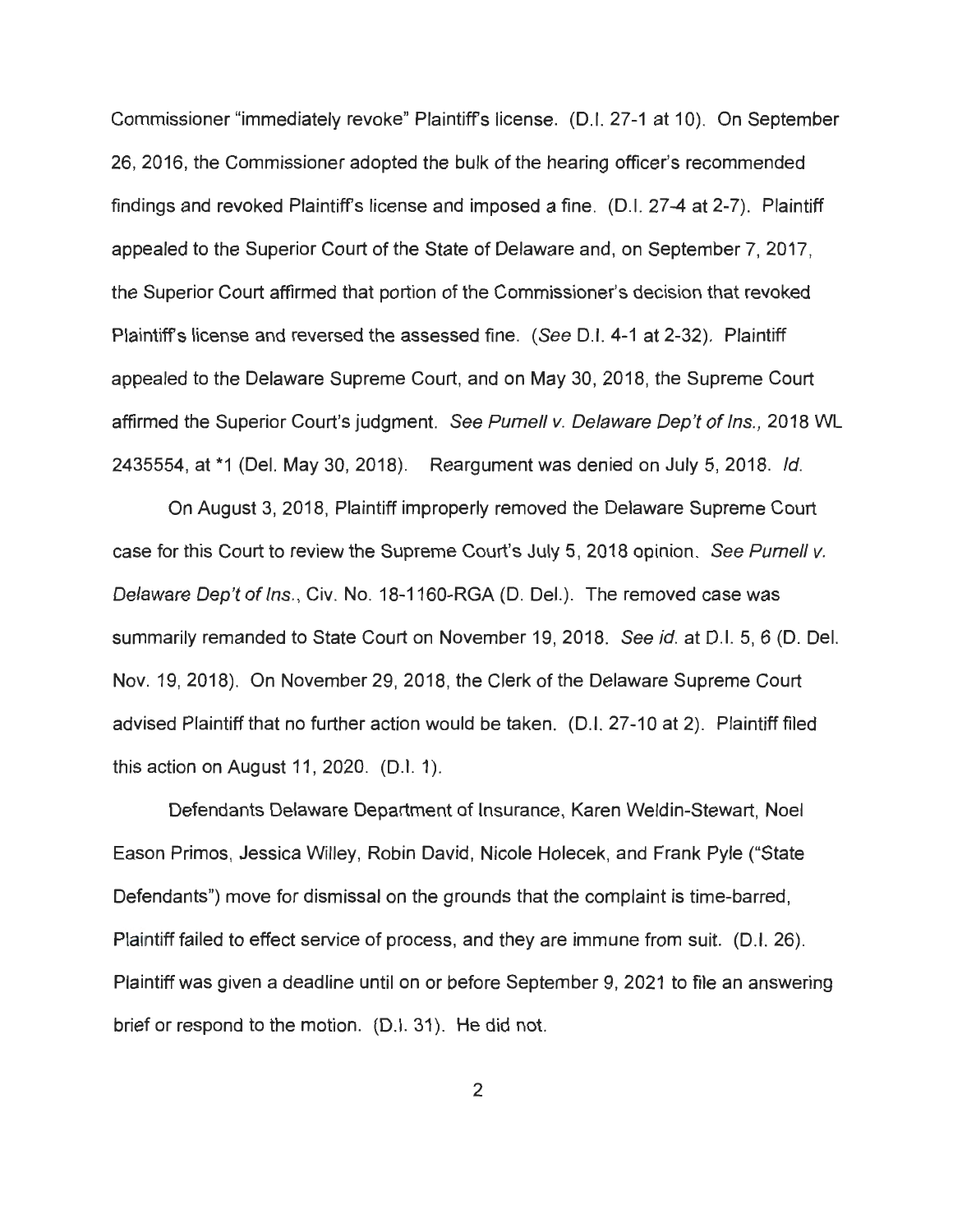Commissioner "immediately revoke" Plaintiff's license. (D.I. 27-1 at 10). On September 26, 2016, the Commissioner adopted the bulk of the hearing officer's recommended findings and revoked Plaintiff's license and imposed a fine. (D.I. 27-4 at 2-7). Plaintiff appealed to the Superior Court of the State of Delaware and, on September 7, 2017, the Superior Court affirmed that portion of the Commissioner's decision that revoked Plaintiff's license and reversed the assessed fine. (*See* D.I. 4-1 at 2-32). Plaintiff appealed to the Delaware Supreme Court, and on May 30, 2018, the Supreme Court affirmed the Superior Court's judgment. *See Purnell v. Delaware Dep't of Ins.*, 2018 WL 2435554, at *1 (Del. May 30, 2018). Reargument was denied on July 5, 2018. *Id.*

On August 3, 2018, Plaintiff improperly removed the Delaware Supreme Court case for this Court to review the Supreme Court's July 5, 2018 opinion. *See Purnell v. Delaware Dep't of Ins.*, Civ. No. 18-1160-RGA (D. Del.). The removed case was summarily remanded to State Court on November 19, 2018. *See id.* at D.I. 5, 6 (D. Del. Nov. 19, 2018). On November 29, 2018, the Clerk of the Delaware Supreme Court advised Plaintiff that no further action would be taken. (D.I. 27-10 at 2). Plaintiff filed this action on August 11, 2020. (D.I. 1).

Defendants Delaware Department of Insurance, Karen Weldin-Stewart, Noel Eason Primos, Jessica Willey, Robin David, Nicole Holecek, and Frank Pyle ("State Defendants") move for dismissal on the grounds that the complaint is time-barred, Plaintiff failed to effect service of process, and they are immune from suit. (D.I. 26). Plaintiff was given a deadline until on or before September 9, 2021 to file an answering brief or respond to the motion. (D.I. 31). He did not.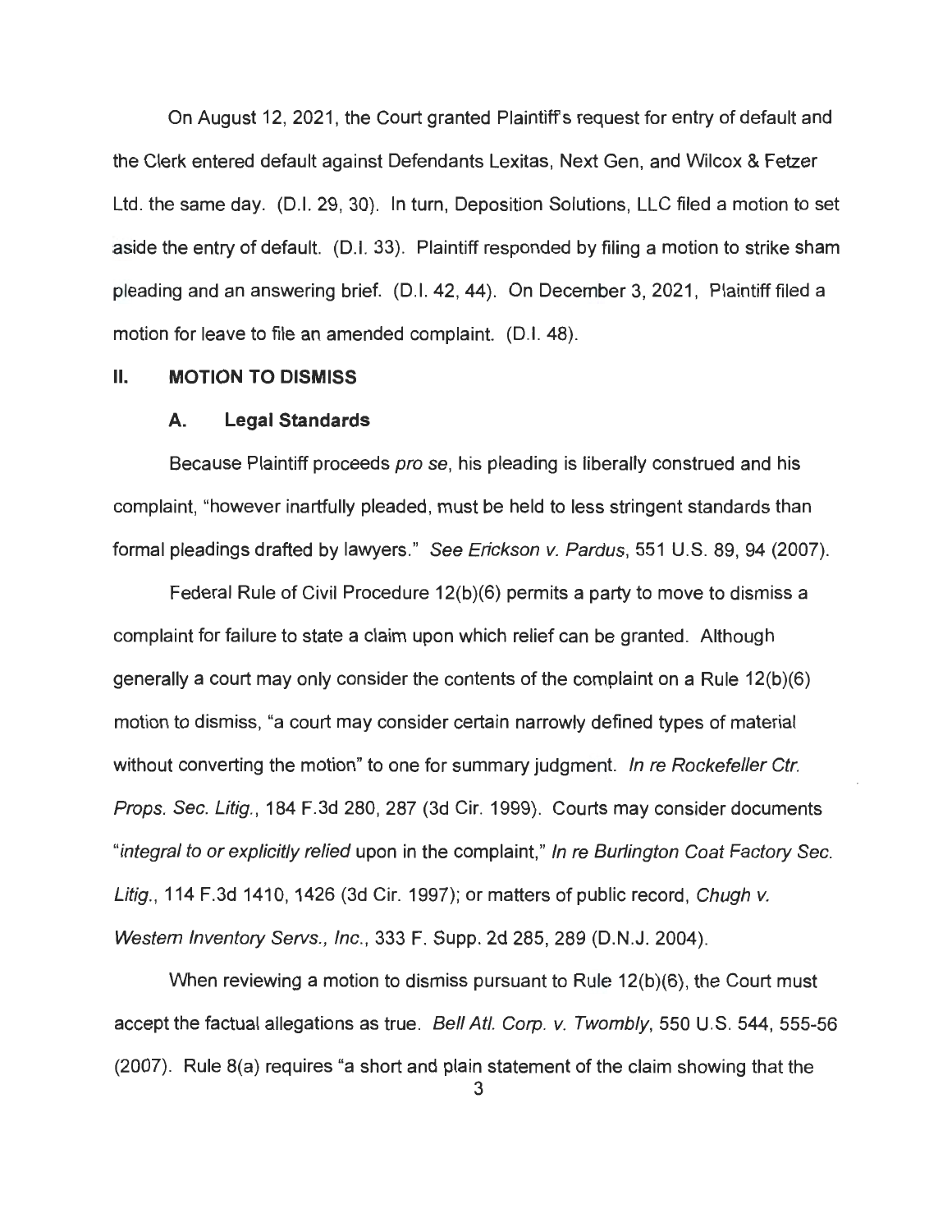On August 12, 2021, the Court granted Plaintiff's request for entry of default and the Clerk entered default against Defendants Lexitas, Next Gen, and Wilcox & Fetzer Ltd. the same day. (D.I. 29, 30). In turn, Deposition Solutions, LLC filed a motion to set aside the entry of default. (D.I. 33). Plaintiff responded by filing a motion to strike sham pleading and an answering brief. (D.I. 42, 44). On December 3, 2021, Plaintiff filed a motion for leave to file an amended complaint. (D.I. 48).

## II. MOTION TO DISMISS

### A. Legal Standards

Because Plaintiff proceeds *pro se*, his pleading is liberally construed and his complaint, "however inartfully pleaded, must be held to less stringent standards than formal pleadings drafted by lawyers." *See Erickson v. Pardus*, 551 U.S. 89, 94 (2007).

Federal Rule of Civil Procedure 12(b)(6) permits a party to move to dismiss a complaint for failure to state a claim upon which relief can be granted. Although generally a court may only consider the contents of the complaint on a Rule 12(b)(6) motion to dismiss, "a court may consider certain narrowly defined types of material without converting the motion" to one for summary judgment. *In re Rockefeller Ctr. Props. Sec. Litig.*, 184 F.3d 280, 287 (3d Cir. 1999). Courts may consider documents "*integral to or explicitly relied* upon in the complaint," *In re Burlington Coat Factory Sec. Litig.*, 114 F.3d 1410, 1426 (3d Cir. 1997); or matters of public record, *Chugh v. Western Inventory Servs., Inc.*, 333 F. Supp. 2d 285, 289 (D.N.J. 2004).

When reviewing a motion to dismiss pursuant to Rule 12(b)(6), the Court must accept the factual allegations as true. *Bell Atl. Corp. v. Twombly*, 550 U.S. 544, 555-56 (2007). Rule 8(a) requires "a short and plain statement of the claim showing that the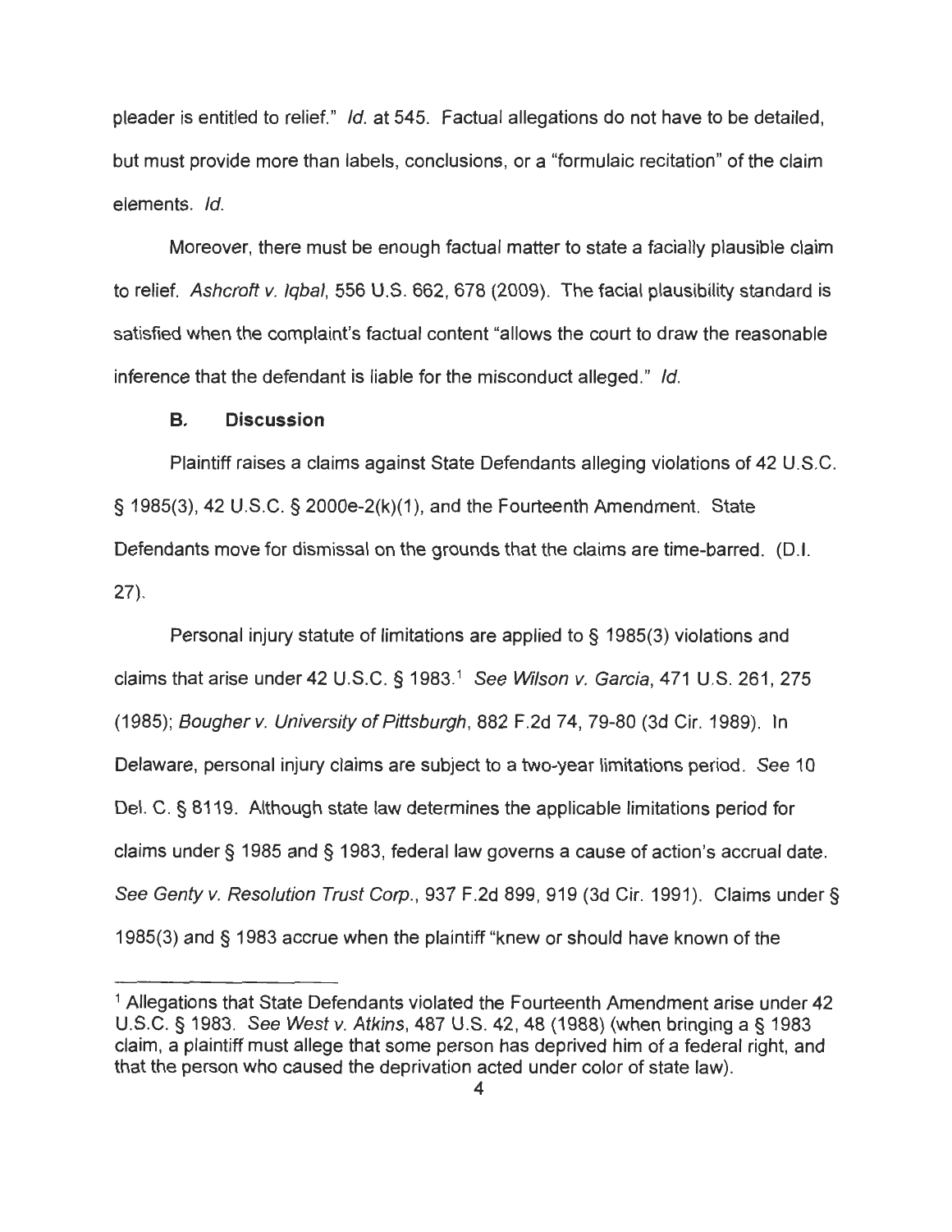pleader is entitled to relief." *Id.* at 545. Factual allegations do not have to be detailed, but must provide more than labels, conclusions, or a "formulaic recitation" of the claim elements. *Id.*

Moreover, there must be enough factual matter to state a facially plausible claim to relief. *Ashcroft v. Iqbal*, 556 U.S. 662, 678 (2009). The facial plausibility standard is satisfied when the complaint's factual content "allows the court to draw the reasonable inference that the defendant is liable for the misconduct alleged." *Id.*

### B. Discussion

Plaintiff raises a claims against State Defendants alleging violations of 42 U.S.C. § 1985(3), 42 U.S.C. § 2000e-2(k)(1), and the Fourteenth Amendment. State Defendants move for dismissal on the grounds that the claims are time-barred. (D.I. 27).

Personal injury statute of limitations are applied to § 1985(3) violations and claims that arise under 42 U.S.C. § 1983.[1] *See Wilson v. Garcia*, 471 U.S. 261, 275 (1985); *Bougher v. University of Pittsburgh*, 882 F.2d 74, 79-80 (3d Cir. 1989). In Delaware, personal injury claims are subject to a two-year limitations period. *See* 10 Del. C. § 8119. Although state law determines the applicable limitations period for claims under § 1985 and § 1983, federal law governs a cause of action's accrual date. *See Genty v. Resolution Trust Corp.*, 937 F.2d 899, 919 (3d Cir. 1991). Claims under § 1985(3) and § 1983 accrue when the plaintiff "knew or should have known of the

[1] Allegations that State Defendants violated the Fourteenth Amendment arise under 42 U.S.C. § 1983. *See West v. Atkins*, 487 U.S. 42, 48 (1988) (when bringing a § 1983 claim, a plaintiff must allege that some person has deprived him of a federal right, and that the person who caused the deprivation acted under color of state law).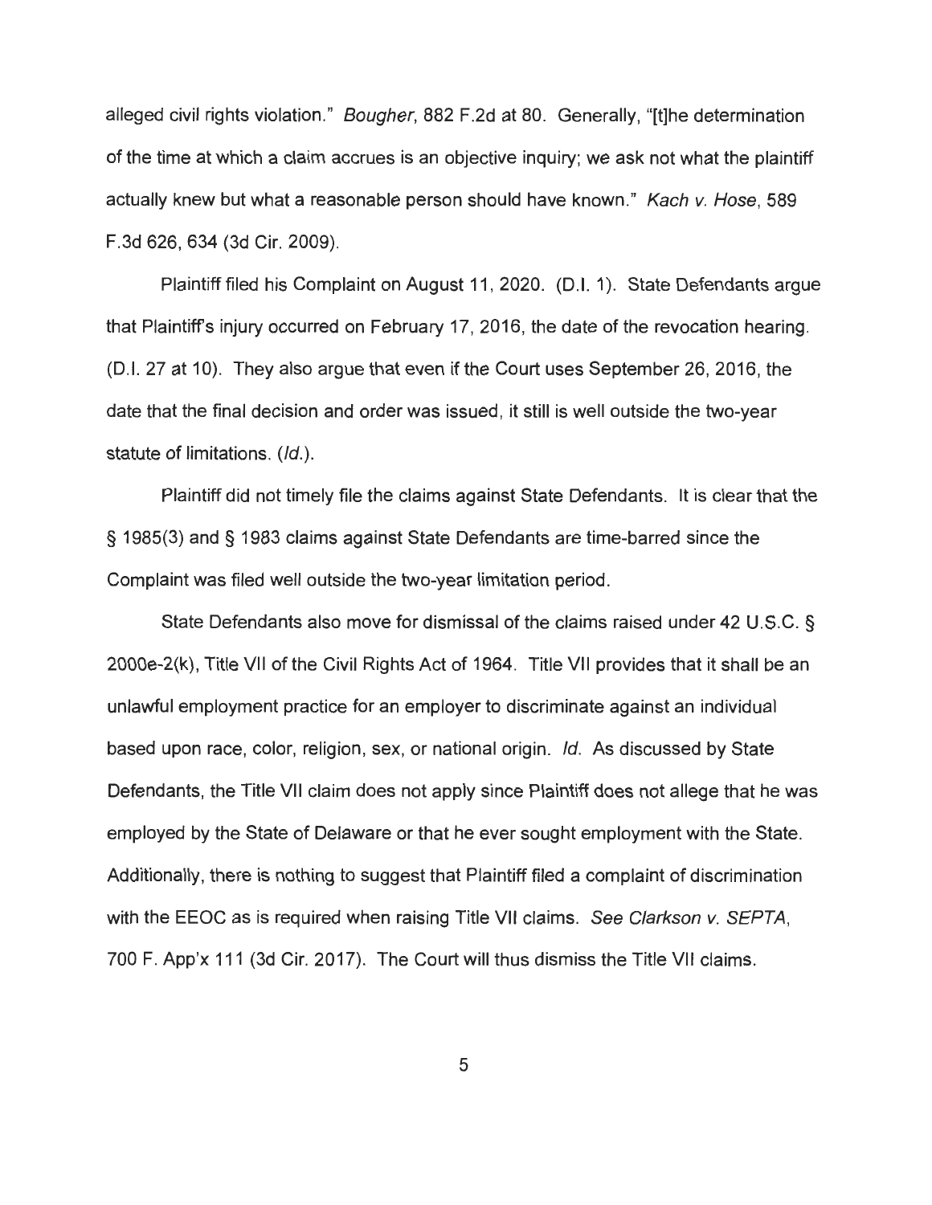alleged civil rights violation." *Bougher*, 882 F.2d at 80. Generally, "[t]he determination of the time at which a claim accrues is an objective inquiry; we ask not what the plaintiff actually knew but what a reasonable person should have known." *Kach v. Hose*, 589 F.3d 626, 634 (3d Cir. 2009).

Plaintiff filed his Complaint on August 11, 2020. (D.I. 1). State Defendants argue that Plaintiff's injury occurred on February 17, 2016, the date of the revocation hearing. (D.I. 27 at 10). They also argue that even if the Court uses September 26, 2016, the date that the final decision and order was issued, it still is well outside the two-year statute of limitations. (*Id.*).

Plaintiff did not timely file the claims against State Defendants. It is clear that the § 1985(3) and § 1983 claims against State Defendants are time-barred since the Complaint was filed well outside the two-year limitation period.

State Defendants also move for dismissal of the claims raised under 42 U.S.C. § 2000e-2(k), Title VII of the Civil Rights Act of 1964. Title VII provides that it shall be an unlawful employment practice for an employer to discriminate against an individual based upon race, color, religion, sex, or national origin. *Id.* As discussed by State Defendants, the Title VII claim does not apply since Plaintiff does not allege that he was employed by the State of Delaware or that he ever sought employment with the State. Additionally, there is nothing to suggest that Plaintiff filed a complaint of discrimination with the EEOC as is required when raising Title VII claims. *See Clarkson v. SEPTA*, 700 F. App'x 111 (3d Cir. 2017). The Court will thus dismiss the Title VII claims.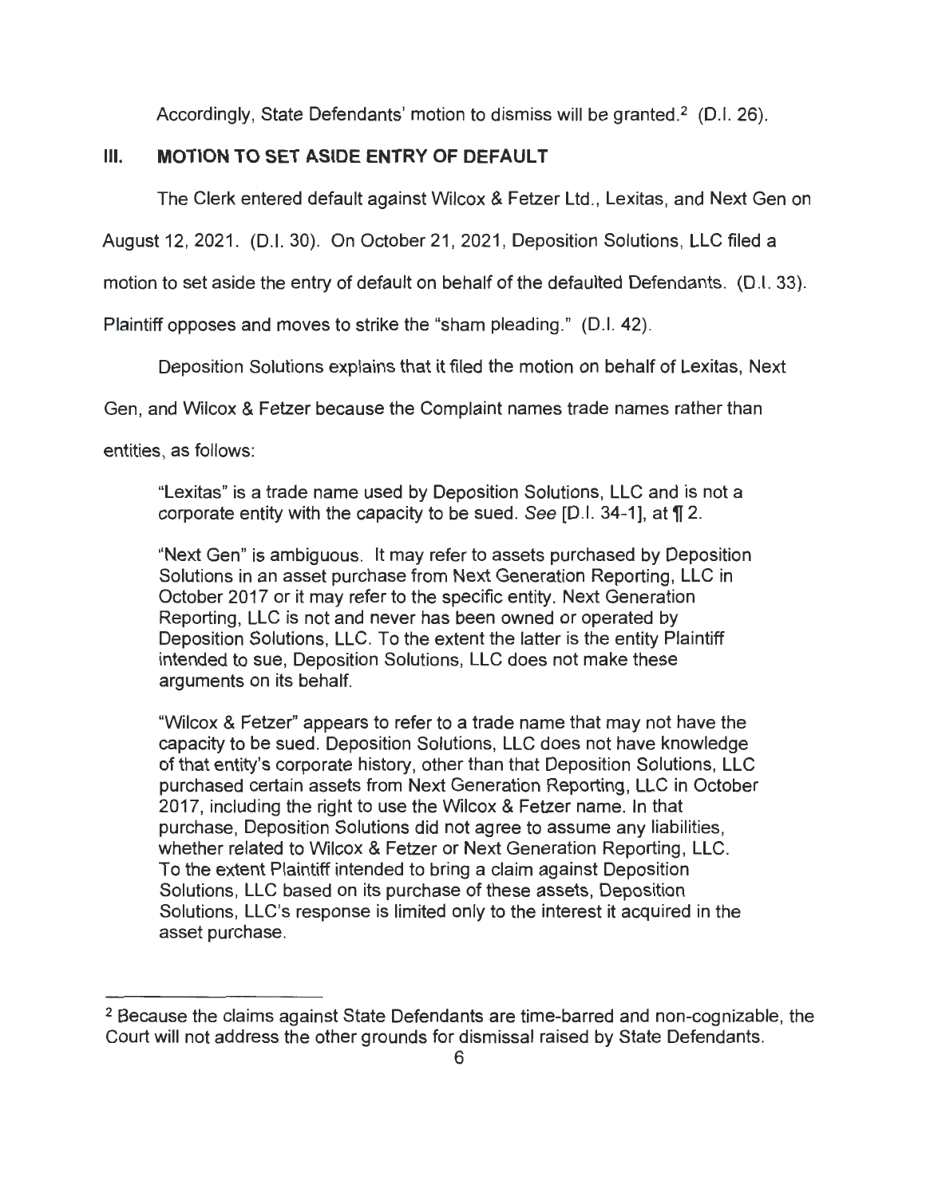Accordingly, State Defendants' motion to dismiss will be granted.[2] (D.I. 26).

## III. MOTION TO SET ASIDE ENTRY OF DEFAULT

The Clerk entered default against Wilcox & Fetzer Ltd., Lexitas, and Next Gen on August 12, 2021. (D.I. 30). On October 21, 2021, Deposition Solutions, LLC filed a motion to set aside the entry of default on behalf of the defaulted Defendants. (D.I. 33). Plaintiff opposes and moves to strike the "sham pleading." (D.I. 42).

Deposition Solutions explains that it filed the motion on behalf of Lexitas, Next Gen, and Wilcox & Fetzer because the Complaint names trade names rather than entities, as follows:

> "Lexitas" is a trade name used by Deposition Solutions, LLC and is not a corporate entity with the capacity to be sued. *See* [D.I. 34-1], at ¶ 2.
>
> "Next Gen" is ambiguous. It may refer to assets purchased by Deposition Solutions in an asset purchase from Next Generation Reporting, LLC in October 2017 or it may refer to the specific entity. Next Generation Reporting, LLC is not and never has been owned or operated by Deposition Solutions, LLC. To the extent the latter is the entity Plaintiff intended to sue, Deposition Solutions, LLC does not make these arguments on its behalf.
>
> "Wilcox & Fetzer" appears to refer to a trade name that may not have the capacity to be sued. Deposition Solutions, LLC does not have knowledge of that entity's corporate history, other than that Deposition Solutions, LLC purchased certain assets from Next Generation Reporting, LLC in October 2017, including the right to use the Wilcox & Fetzer name. In that purchase, Deposition Solutions did not agree to assume any liabilities, whether related to Wilcox & Fetzer or Next Generation Reporting, LLC. To the extent Plaintiff intended to bring a claim against Deposition Solutions, LLC based on its purchase of these assets, Deposition Solutions, LLC's response is limited only to the interest it acquired in the asset purchase.

---

[2] Because the claims against State Defendants are time-barred and non-cognizable, the Court will not address the other grounds for dismissal raised by State Defendants.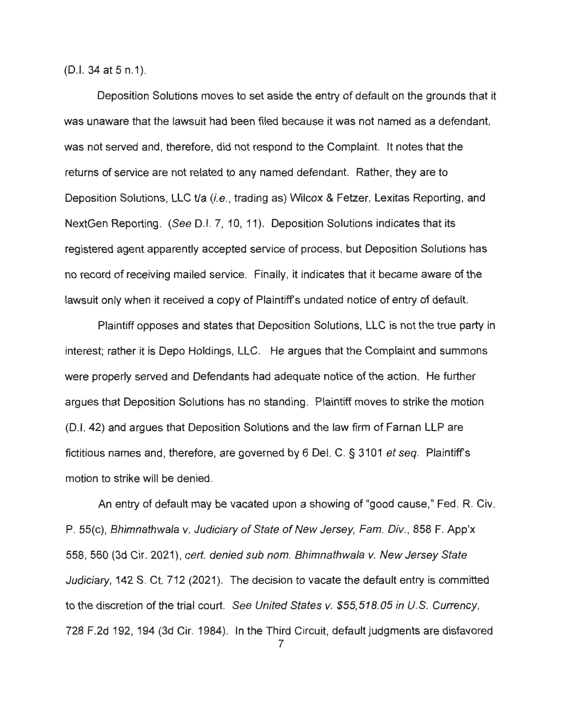(D.I. 34 at 5 n.1).

Deposition Solutions moves to set aside the entry of default on the grounds that it was unaware that the lawsuit had been filed because it was not named as a defendant, was not served and, therefore, did not respond to the Complaint. It notes that the returns of service are not related to any named defendant. Rather, they are to Deposition Solutions, LLC t/a (*i.e.*, trading as) Wilcox & Fetzer, Lexitas Reporting, and NextGen Reporting. (*See* D.I. 7, 10, 11). Deposition Solutions indicates that its registered agent apparently accepted service of process, but Deposition Solutions has no record of receiving mailed service. Finally, it indicates that it became aware of the lawsuit only when it received a copy of Plaintiff's undated notice of entry of default.

Plaintiff opposes and states that Deposition Solutions, LLC is not the true party in interest; rather it is Depo Holdings, LLC. He argues that the Complaint and summons were properly served and Defendants had adequate notice of the action. He further argues that Deposition Solutions has no standing. Plaintiff moves to strike the motion (D.I. 42) and argues that Deposition Solutions and the law firm of Farnan LLP are fictitious names and, therefore, are governed by 6 Del. C. § 3101 *et seq.* Plaintiff's motion to strike will be denied.

An entry of default may be vacated upon a showing of "good cause," Fed. R. Civ. P. 55(c), *Bhimnathwala v. Judiciary of State of New Jersey, Fam. Div.*, 858 F. App'x 558, 560 (3d Cir. 2021), *cert. denied sub nom. Bhimnathwala v. New Jersey State Judiciary*, 142 S. Ct. 712 (2021). The decision to vacate the default entry is committed to the discretion of the trial court. *See United States v. $55,518.05 in U.S. Currency*, 728 F.2d 192, 194 (3d Cir. 1984). In the Third Circuit, default judgments are disfavored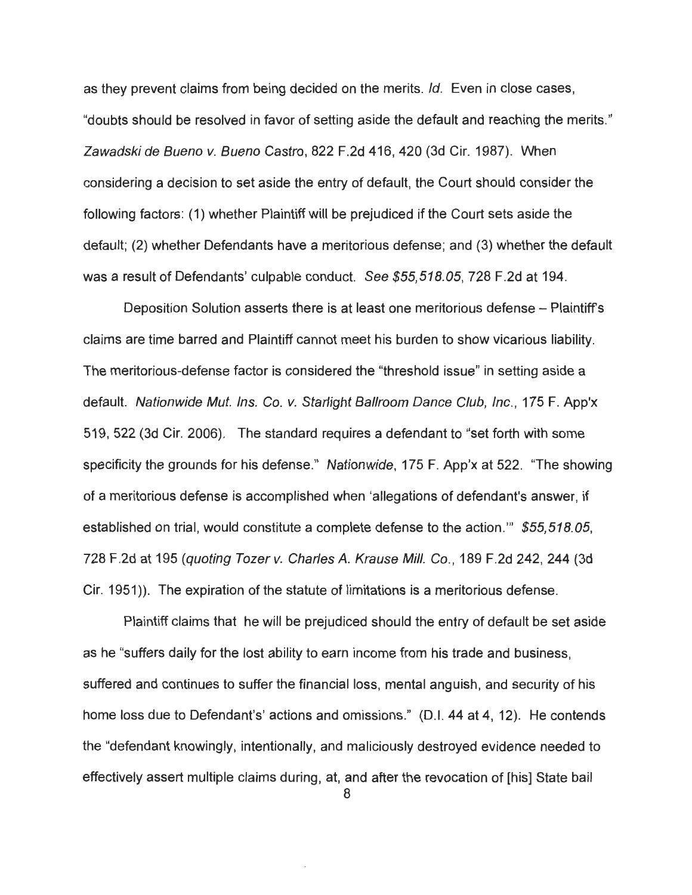as they prevent claims from being decided on the merits. *Id.* Even in close cases, "doubts should be resolved in favor of setting aside the default and reaching the merits." *Zawadski de Bueno v. Bueno Castro*, 822 F.2d 416, 420 (3d Cir. 1987). When considering a decision to set aside the entry of default, the Court should consider the following factors: (1) whether Plaintiff will be prejudiced if the Court sets aside the default; (2) whether Defendants have a meritorious defense; and (3) whether the default was a result of Defendants' culpable conduct. *See $55,518.05*, 728 F.2d at 194.

Deposition Solution asserts there is at least one meritorious defense – Plaintiff's claims are time barred and Plaintiff cannot meet his burden to show vicarious liability. The meritorious-defense factor is considered the "threshold issue" in setting aside a default. *Nationwide Mut. Ins. Co. v. Starlight Ballroom Dance Club, Inc.*, 175 F. App'x 519, 522 (3d Cir. 2006). The standard requires a defendant to "set forth with some specificity the grounds for his defense." *Nationwide*, 175 F. App'x at 522. "The showing of a meritorious defense is accomplished when 'allegations of defendant's answer, if established on trial, would constitute a complete defense to the action.'" *$55,518.05*, 728 F.2d at 195 (*quoting Tozer v. Charles A. Krause Mill. Co.*, 189 F.2d 242, 244 (3d Cir. 1951)). The expiration of the statute of limitations is a meritorious defense.

Plaintiff claims that he will be prejudiced should the entry of default be set aside as he "suffers daily for the lost ability to earn income from his trade and business, suffered and continues to suffer the financial loss, mental anguish, and security of his home loss due to Defendant's' actions and omissions." (D.I. 44 at 4, 12). He contends the "defendant knowingly, intentionally, and maliciously destroyed evidence needed to effectively assert multiple claims during, at, and after the revocation of [his] State bail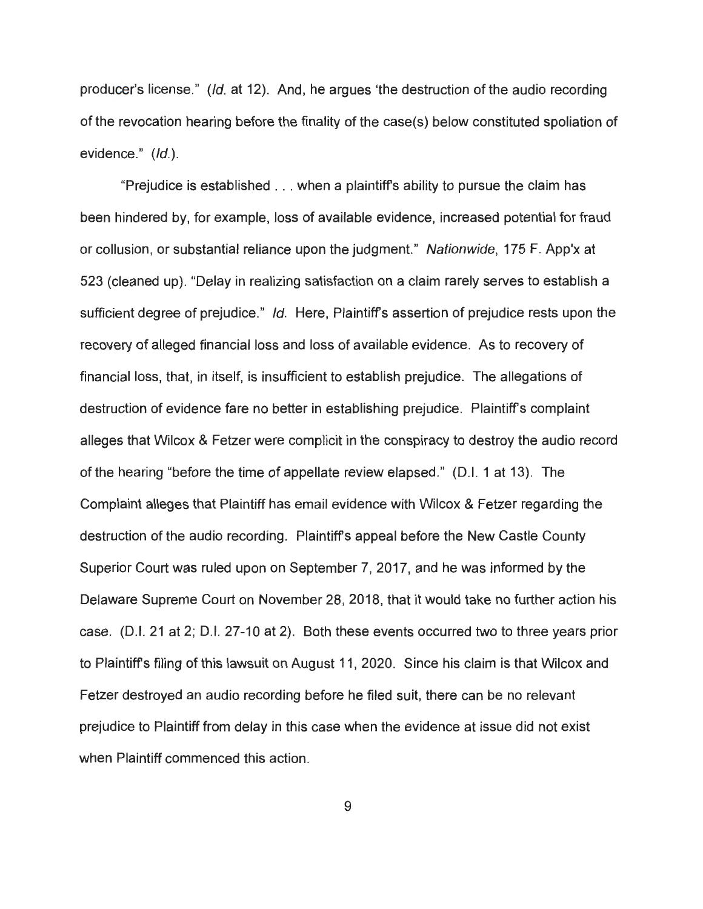producer's license." (*Id.* at 12). And, he argues 'the destruction of the audio recording of the revocation hearing before the finality of the case(s) below constituted spoliation of evidence." (*Id.*).

"Prejudice is established . . . when a plaintiff's ability to pursue the claim has been hindered by, for example, loss of available evidence, increased potential for fraud or collusion, or substantial reliance upon the judgment." *Nationwide*, 175 F. App'x at 523 (cleaned up). "Delay in realizing satisfaction on a claim rarely serves to establish a sufficient degree of prejudice." *Id.* Here, Plaintiff's assertion of prejudice rests upon the recovery of alleged financial loss and loss of available evidence. As to recovery of financial loss, that, in itself, is insufficient to establish prejudice. The allegations of destruction of evidence fare no better in establishing prejudice. Plaintiff's complaint alleges that Wilcox & Fetzer were complicit in the conspiracy to destroy the audio record of the hearing "before the time of appellate review elapsed." (D.I. 1 at 13). The Complaint alleges that Plaintiff has email evidence with Wilcox & Fetzer regarding the destruction of the audio recording. Plaintiff's appeal before the New Castle County Superior Court was ruled upon on September 7, 2017, and he was informed by the Delaware Supreme Court on November 28, 2018, that it would take no further action his case. (D.I. 21 at 2; D.I. 27-10 at 2). Both these events occurred two to three years prior to Plaintiff's filing of this lawsuit on August 11, 2020. Since his claim is that Wilcox and Fetzer destroyed an audio recording before he filed suit, there can be no relevant prejudice to Plaintiff from delay in this case when the evidence at issue did not exist when Plaintiff commenced this action.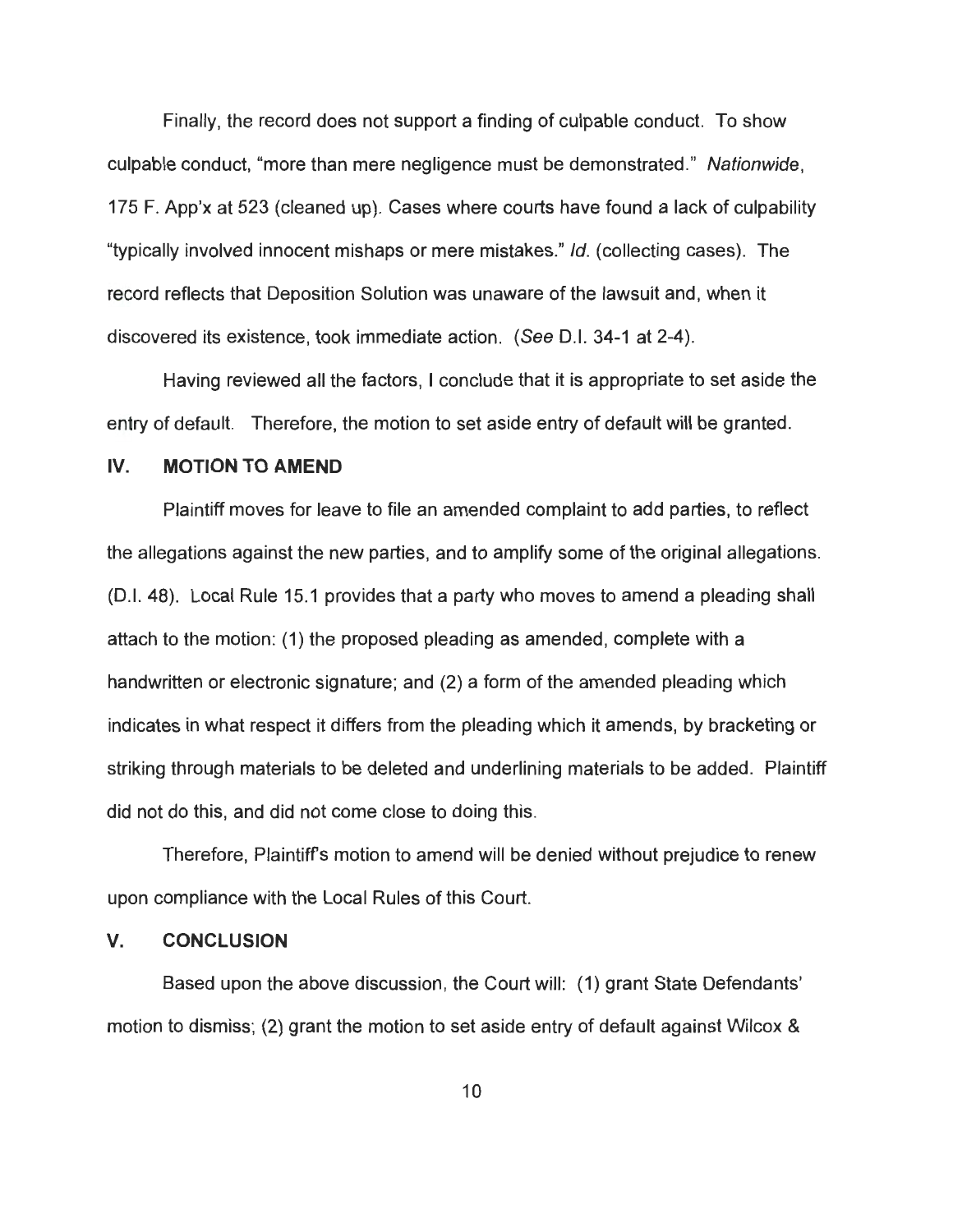Finally, the record does not support a finding of culpable conduct. To show culpable conduct, "more than mere negligence must be demonstrated." *Nationwide*, 175 F. App'x at 523 (cleaned up). Cases where courts have found a lack of culpability "typically involved innocent mishaps or mere mistakes." *Id.* (collecting cases). The record reflects that Deposition Solution was unaware of the lawsuit and, when it discovered its existence, took immediate action. (*See* D.I. 34-1 at 2-4).

Having reviewed all the factors, I conclude that it is appropriate to set aside the entry of default. Therefore, the motion to set aside entry of default will be granted.

## IV. MOTION TO AMEND

Plaintiff moves for leave to file an amended complaint to add parties, to reflect the allegations against the new parties, and to amplify some of the original allegations. (D.I. 48). Local Rule 15.1 provides that a party who moves to amend a pleading shall attach to the motion: (1) the proposed pleading as amended, complete with a handwritten or electronic signature; and (2) a form of the amended pleading which indicates in what respect it differs from the pleading which it amends, by bracketing or striking through materials to be deleted and underlining materials to be added. Plaintiff did not do this, and did not come close to doing this.

Therefore, Plaintiff's motion to amend will be denied without prejudice to renew upon compliance with the Local Rules of this Court.

## V. CONCLUSION

Based upon the above discussion, the Court will: (1) grant State Defendants' motion to dismiss; (2) grant the motion to set aside entry of default against Wilcox &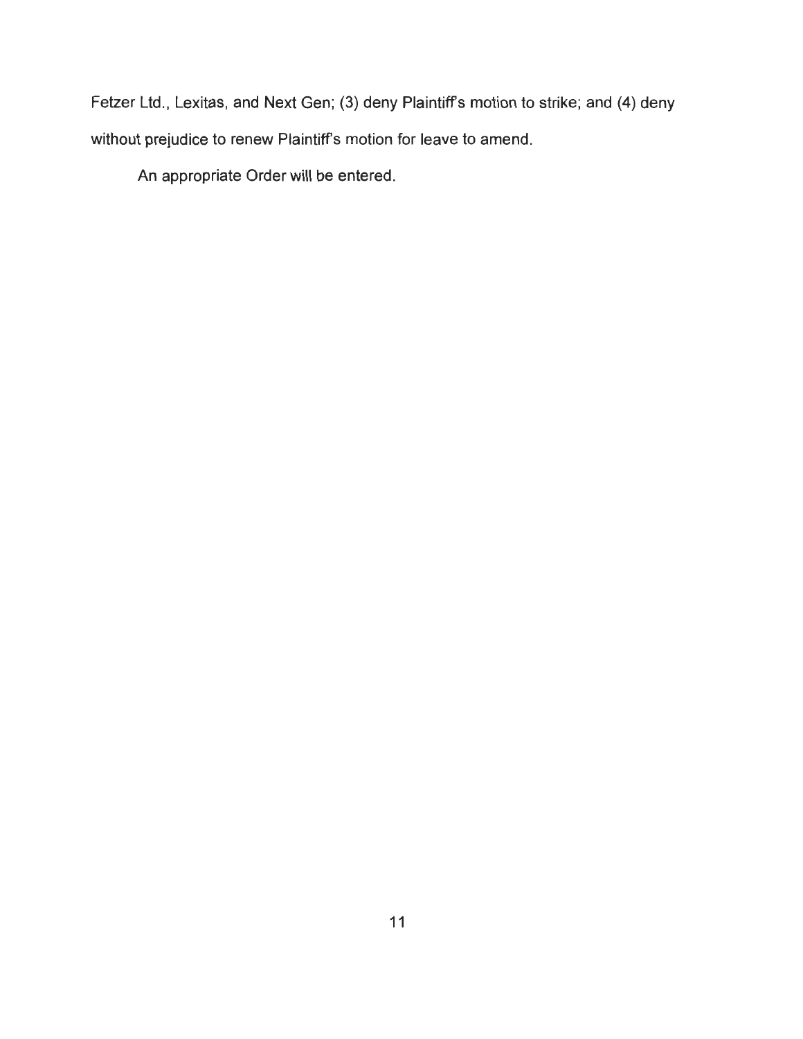Fetzer Ltd., Lexitas, and Next Gen; (3) deny Plaintiff's motion to strike; and (4) deny without prejudice to renew Plaintiff's motion for leave to amend.

An appropriate Order will be entered.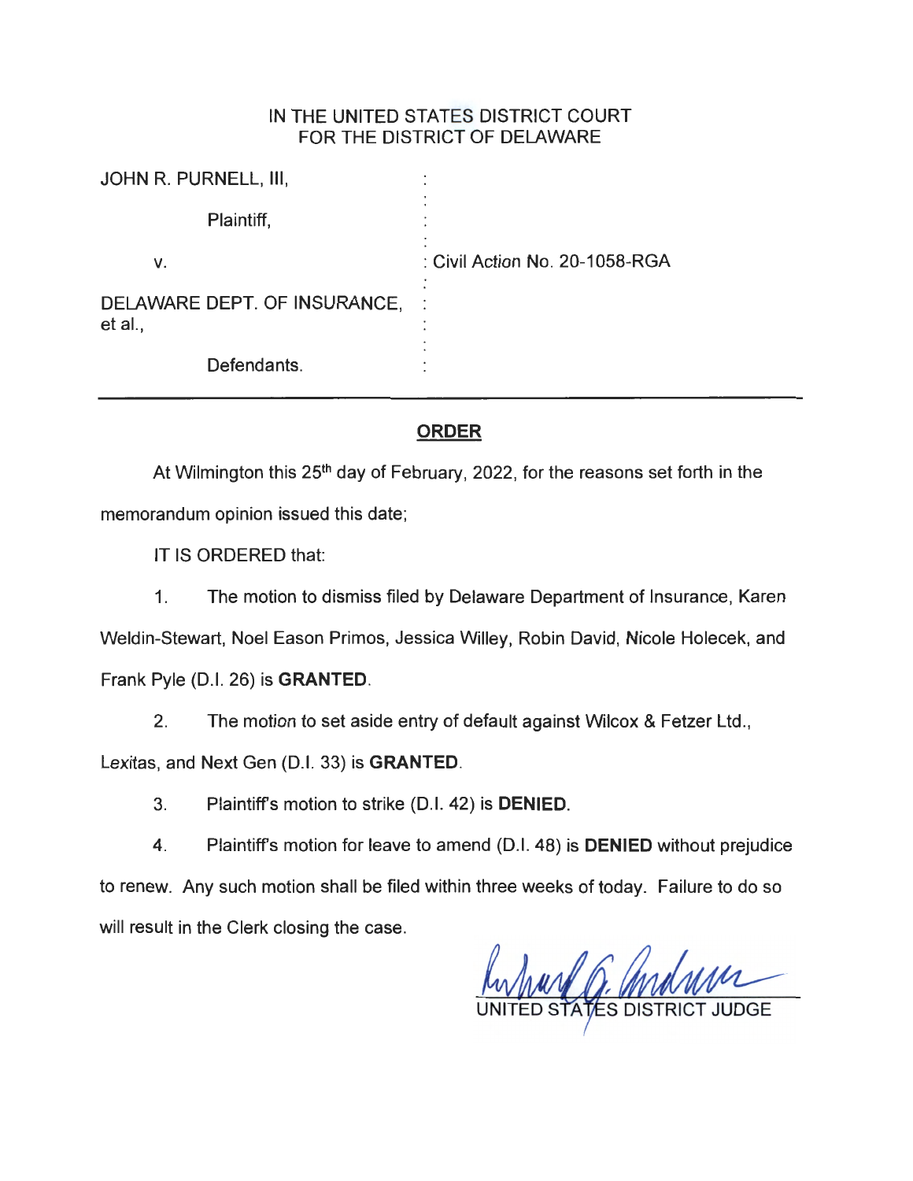IN THE UNITED STATES DISTRICT COURT
FOR THE DISTRICT OF DELAWARE

| | | |
|---|---|---|
| JOHN R. PURNELL, III, | : | |
| Plaintiff, | : | |
| v. | : | Civil Action No. 20-1058-RGA |
| DELAWARE DEPT. OF INSURANCE, et al., | : | |
| Defendants. | : | |

## ORDER

At Wilmington this 25th day of February, 2022, for the reasons set forth in the memorandum opinion issued this date;

IT IS ORDERED that:

1. The motion to dismiss filed by Delaware Department of Insurance, Karen Weldin-Stewart, Noel Eason Primos, Jessica Willey, Robin David, Nicole Holecek, and Frank Pyle (D.I. 26) is **GRANTED**.

2. The motion to set aside entry of default against Wilcox & Fetzer Ltd., Lexitas, and Next Gen (D.I. 33) is **GRANTED**.

3. Plaintiff's motion to strike (D.I. 42) is **DENIED**.

4. Plaintiff's motion for leave to amend (D.I. 48) is **DENIED** without prejudice to renew. Any such motion shall be filed within three weeks of today. Failure to do so will result in the Clerk closing the case.

UNITED STATES DISTRICT JUDGE